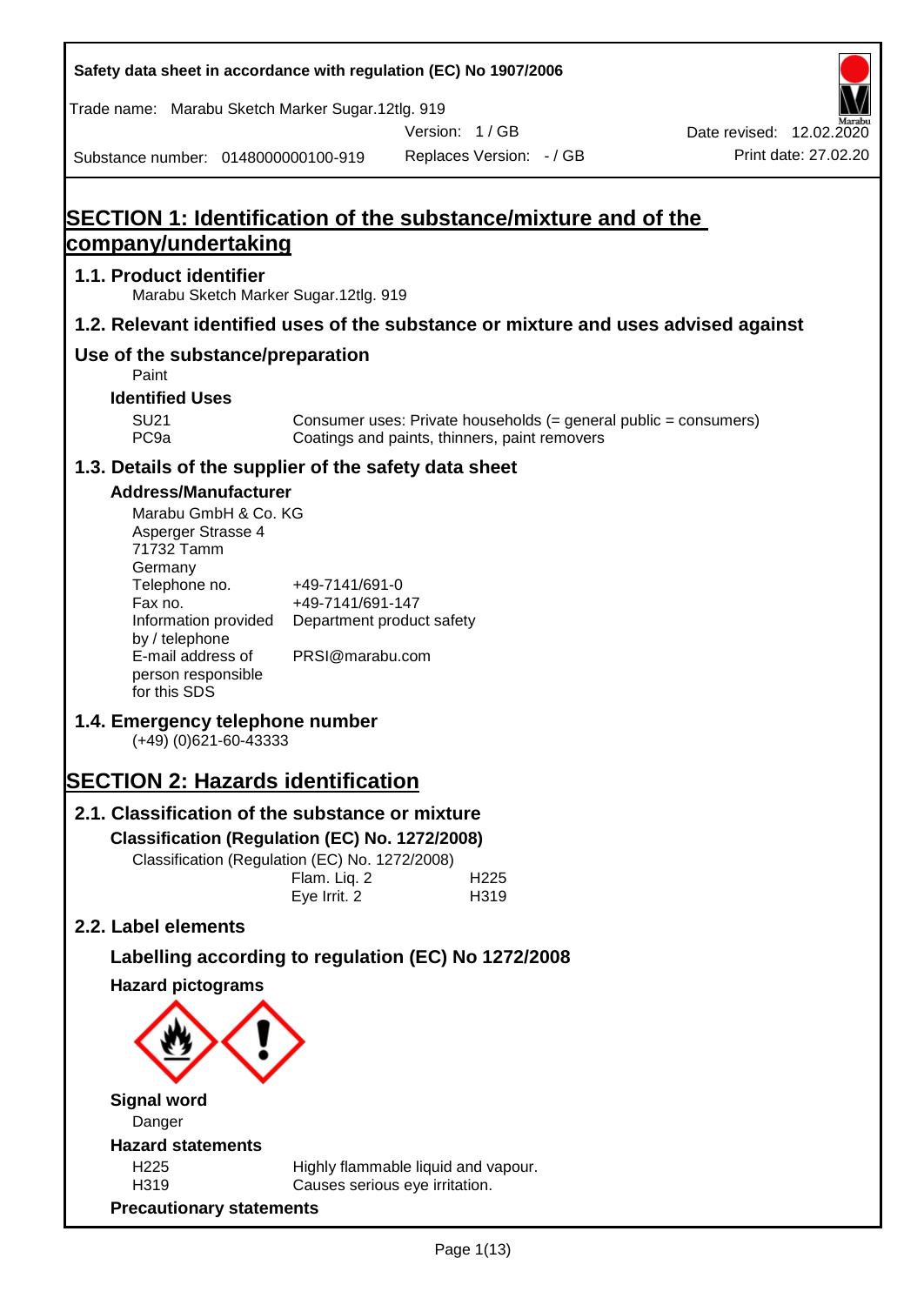# SECTION 1: Identification of the substance/mixture and of the company/undertaking

## 1.1. Product identifier

Marabu Sketch Marker Sugar.12tlg. 919

## 1.2. Relevant identified uses of the substance or mixture and uses advised against

## Use of the substance/preparation

Paint

### Identified Uses

| | |
|---|---|
| SU21 | Consumer uses: Private households (= general public = consumers) |
| PC9a | Coatings and paints, thinners, paint removers |

## 1.3. Details of the supplier of the safety data sheet

### Address/Manufacturer

Marabu GmbH & Co. KG
Asperger Strasse 4
71732 Tamm
Germany

| | |
|---|---|
| Telephone no. | +49-7141/691-0 |
| Fax no. | +49-7141/691-147 |
| Information provided by / telephone | Department product safety |
| E-mail address of person responsible for this SDS | PRSI@marabu.com |

## 1.4. Emergency telephone number

(+49) (0)621-60-43333

# SECTION 2: Hazards identification

## 2.1. Classification of the substance or mixture

### Classification (Regulation (EC) No. 1272/2008)

Classification (Regulation (EC) No. 1272/2008)

| | |
|---|---|
| Flam. Liq. 2 | H225 |
| Eye Irrit. 2 | H319 |

## 2.2. Label elements

### Labelling according to regulation (EC) No 1272/2008

### Hazard pictograms

### Signal word

Danger

### Hazard statements

| | |
|---|---|
| H225 | Highly flammable liquid and vapour. |
| H319 | Causes serious eye irritation. |

### Precautionary statements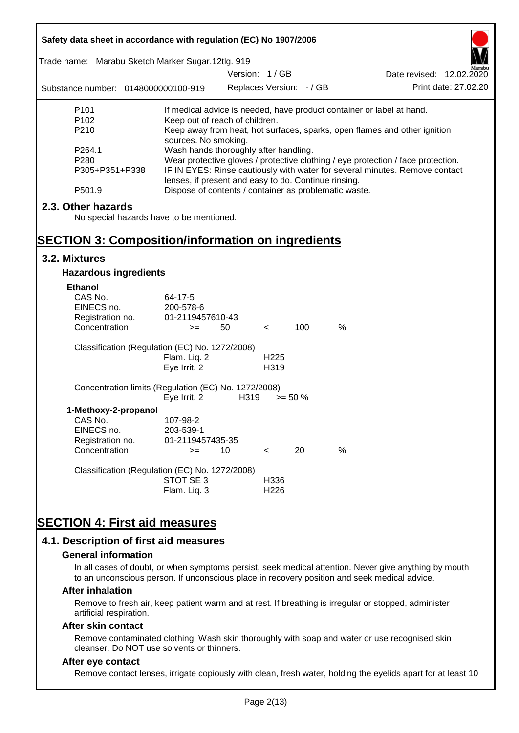| | |
|---|---|
| P101 | If medical advice is needed, have product container or label at hand. |
| P102 | Keep out of reach of children. |
| P210 | Keep away from heat, hot surfaces, sparks, open flames and other ignition sources. No smoking. |
| P264.1 | Wash hands thoroughly after handling. |
| P280 | Wear protective gloves / protective clothing / eye protection / face protection. |
| P305+P351+P338 | IF IN EYES: Rinse cautiously with water for several minutes. Remove contact lenses, if present and easy to do. Continue rinsing. |
| P501.9 | Dispose of contents / container as problematic waste. |

## 2.3. Other hazards

No special hazards have to be mentioned.

# SECTION 3: Composition/information on ingredients

## 3.2. Mixtures

### Hazardous ingredients

**Ethanol**

| | | | | | |
|---|---|---|---|---|---|
| CAS No. | 64-17-5 | | | | |
| EINECS no. | 200-578-6 | | | | |
| Registration no. | 01-2119457610-43 | | | | |
| Concentration | >= | 50 | < | 100 | % |

Classification (Regulation (EC) No. 1272/2008)

| | |
|---|---|
| Flam. Liq. 2 | H225 |
| Eye Irrit. 2 | H319 |

Concentration limits (Regulation (EC) No. 1272/2008)

| | | |
|---|---|---|
| Eye Irrit. 2 | H319 | >= 50 % |

**1-Methoxy-2-propanol**

| | | | | | |
|---|---|---|---|---|---|
| CAS No. | 107-98-2 | | | | |
| EINECS no. | 203-539-1 | | | | |
| Registration no. | 01-2119457435-35 | | | | |
| Concentration | >= | 10 | < | 20 | % |

Classification (Regulation (EC) No. 1272/2008)

| | |
|---|---|
| STOT SE 3 | H336 |
| Flam. Liq. 3 | H226 |

# SECTION 4: First aid measures

## 4.1. Description of first aid measures

### General information

In all cases of doubt, or when symptoms persist, seek medical attention. Never give anything by mouth to an unconscious person. If unconscious place in recovery position and seek medical advice.

### After inhalation

Remove to fresh air, keep patient warm and at rest. If breathing is irregular or stopped, administer artificial respiration.

### After skin contact

Remove contaminated clothing. Wash skin thoroughly with soap and water or use recognised skin cleanser. Do NOT use solvents or thinners.

### After eye contact

Remove contact lenses, irrigate copiously with clean, fresh water, holding the eyelids apart for at least 10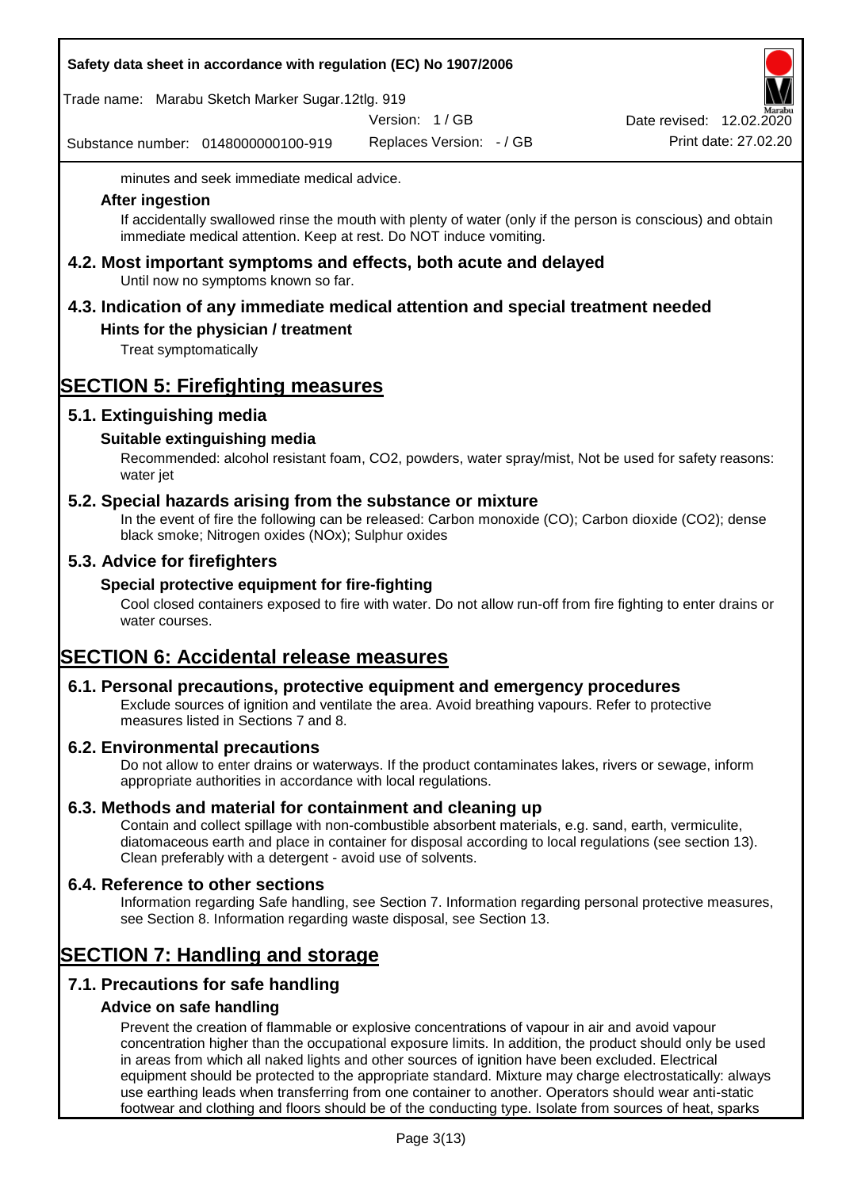minutes and seek immediate medical advice.

### After ingestion

If accidentally swallowed rinse the mouth with plenty of water (only if the person is conscious) and obtain immediate medical attention. Keep at rest. Do NOT induce vomiting.

## 4.2. Most important symptoms and effects, both acute and delayed

Until now no symptoms known so far.

## 4.3. Indication of any immediate medical attention and special treatment needed

### Hints for the physician / treatment

Treat symptomatically

# SECTION 5: Firefighting measures

## 5.1. Extinguishing media

### Suitable extinguishing media

Recommended: alcohol resistant foam, $CO_2$, powders, water spray/mist, Not be used for safety reasons: water jet

## 5.2. Special hazards arising from the substance or mixture

In the event of fire the following can be released: Carbon monoxide (CO); Carbon dioxide ($CO_2$); dense black smoke; Nitrogen oxides ($NO_x$); Sulphur oxides

## 5.3. Advice for firefighters

### Special protective equipment for fire-fighting

Cool closed containers exposed to fire with water. Do not allow run-off from fire fighting to enter drains or water courses.

# SECTION 6: Accidental release measures

## 6.1. Personal precautions, protective equipment and emergency procedures

Exclude sources of ignition and ventilate the area. Avoid breathing vapours. Refer to protective measures listed in Sections 7 and 8.

## 6.2. Environmental precautions

Do not allow to enter drains or waterways. If the product contaminates lakes, rivers or sewage, inform appropriate authorities in accordance with local regulations.

## 6.3. Methods and material for containment and cleaning up

Contain and collect spillage with non-combustible absorbent materials, e.g. sand, earth, vermiculite, diatomaceous earth and place in container for disposal according to local regulations (see section 13). Clean preferably with a detergent - avoid use of solvents.

## 6.4. Reference to other sections

Information regarding Safe handling, see Section 7. Information regarding personal protective measures, see Section 8. Information regarding waste disposal, see Section 13.

# SECTION 7: Handling and storage

## 7.1. Precautions for safe handling

### Advice on safe handling

Prevent the creation of flammable or explosive concentrations of vapour in air and avoid vapour concentration higher than the occupational exposure limits. In addition, the product should only be used in areas from which all naked lights and other sources of ignition have been excluded. Electrical equipment should be protected to the appropriate standard. Mixture may charge electrostatically: always use earthing leads when transferring from one container to another. Operators should wear anti-static footwear and clothing and floors should be of the conducting type. Isolate from sources of heat, sparks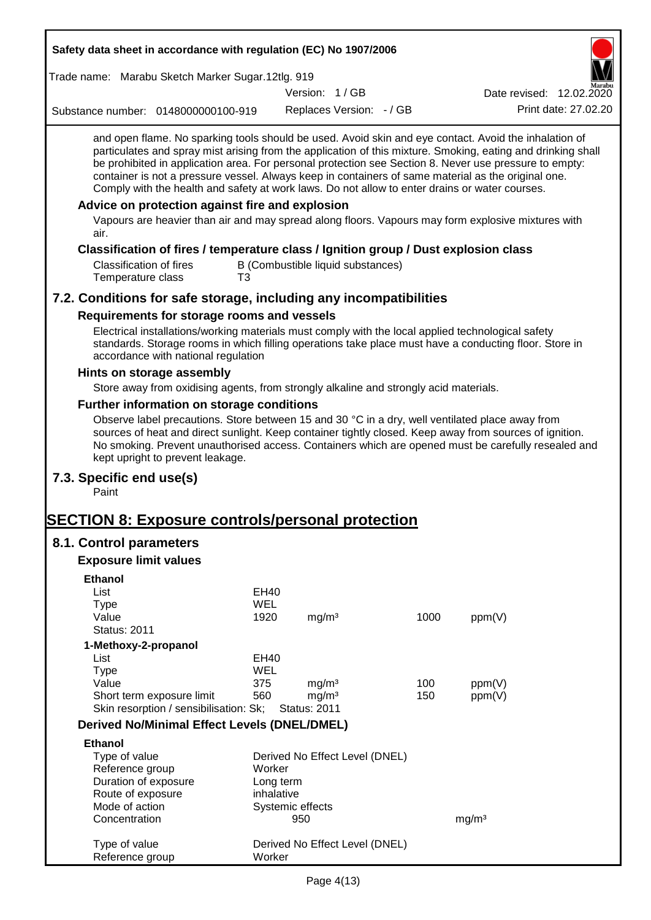and open flame. No sparking tools should be used. Avoid skin and eye contact. Avoid the inhalation of particulates and spray mist arising from the application of this mixture. Smoking, eating and drinking shall be prohibited in application area. For personal protection see Section 8. Never use pressure to empty: container is not a pressure vessel. Always keep in containers of same material as the original one. Comply with the health and safety at work laws. Do not allow to enter drains or water courses.

### Advice on protection against fire and explosion

Vapours are heavier than air and may spread along floors. Vapours may form explosive mixtures with air.

### Classification of fires / temperature class / Ignition group / Dust explosion class

| | |
|---|---|
| Classification of fires | B (Combustible liquid substances) |
| Temperature class | T3 |

## 7.2. Conditions for safe storage, including any incompatibilities

### Requirements for storage rooms and vessels

Electrical installations/working materials must comply with the local applied technological safety standards. Storage rooms in which filling operations take place must have a conducting floor. Store in accordance with national regulation

### Hints on storage assembly

Store away from oxidising agents, from strongly alkaline and strongly acid materials.

### Further information on storage conditions

Observe label precautions. Store between 15 and 30 °C in a dry, well ventilated place away from sources of heat and direct sunlight. Keep container tightly closed. Keep away from sources of ignition. No smoking. Prevent unauthorised access. Containers which are opened must be carefully resealed and kept upright to prevent leakage.

## 7.3. Specific end use(s)

Paint

# SECTION 8: Exposure controls/personal protection

## 8.1. Control parameters

### Exposure limit values

**Ethanol**

| | | | | |
|---|---|---|---|---|
| List | EH40 | | | |
| Type | WEL | | | |
| Value | 1920 | mg/m³ | 1000 | ppm(V) |
| Status: 2011 | | | | |

**1-Methoxy-2-propanol**

| | | | | |
|---|---|---|---|---|
| List | EH40 | | | |
| Type | WEL | | | |
| Value | 375 | mg/m³ | 100 | ppm(V) |
| Short term exposure limit | 560 | mg/m³ | 150 | ppm(V) |
| Skin resorption / sensibilisation: Sk; | Status: 2011 | | | |

### Derived No/Minimal Effect Levels (DNEL/DMEL)

**Ethanol**

| | | |
|---|---|---|
| Type of value | Derived No Effect Level (DNEL) | |
| Reference group | Worker | |
| Duration of exposure | Long term | |
| Route of exposure | inhalative | |
| Mode of action | Systemic effects | |
| Concentration | 950 | mg/m³ |
| | | |
| Type of value | Derived No Effect Level (DNEL) | |
| Reference group | Worker | |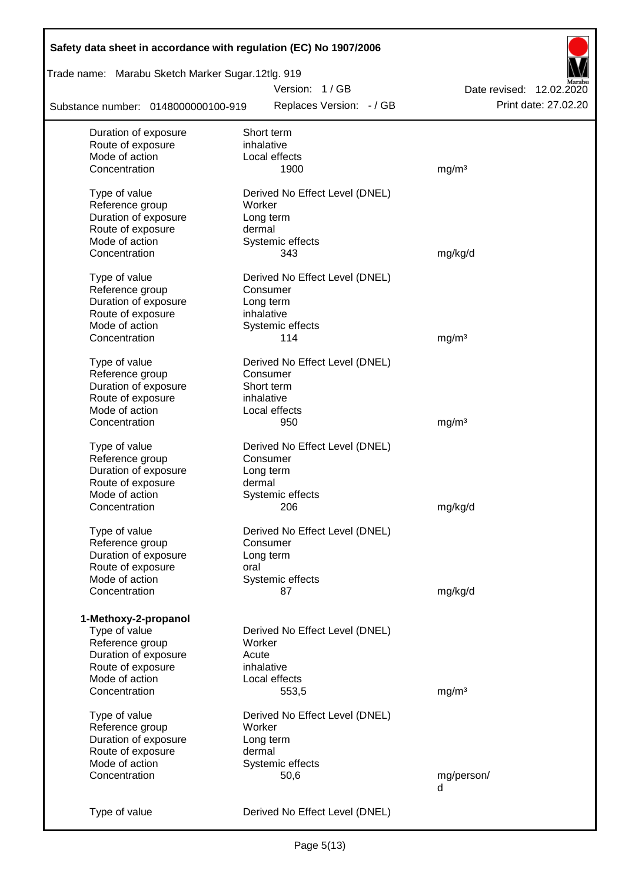| | | |
|---|---|---|
| Duration of exposure | Short term | |
| Route of exposure | inhalative | |
| Mode of action | Local effects | |
| Concentration | 1900 | mg/m³ |

| | | |
|---|---|---|
| Type of value | Derived No Effect Level (DNEL) | |
| Reference group | Worker | |
| Duration of exposure | Long term | |
| Route of exposure | dermal | |
| Mode of action | Systemic effects | |
| Concentration | 343 | mg/kg/d |

| | | |
|---|---|---|
| Type of value | Derived No Effect Level (DNEL) | |
| Reference group | Consumer | |
| Duration of exposure | Long term | |
| Route of exposure | inhalative | |
| Mode of action | Systemic effects | |
| Concentration | 114 | mg/m³ |

| | | |
|---|---|---|
| Type of value | Derived No Effect Level (DNEL) | |
| Reference group | Consumer | |
| Duration of exposure | Short term | |
| Route of exposure | inhalative | |
| Mode of action | Local effects | |
| Concentration | 950 | mg/m³ |

| | | |
|---|---|---|
| Type of value | Derived No Effect Level (DNEL) | |
| Reference group | Consumer | |
| Duration of exposure | Long term | |
| Route of exposure | dermal | |
| Mode of action | Systemic effects | |
| Concentration | 206 | mg/kg/d |

| | | |
|---|---|---|
| Type of value | Derived No Effect Level (DNEL) | |
| Reference group | Consumer | |
| Duration of exposure | Long term | |
| Route of exposure | oral | |
| Mode of action | Systemic effects | |
| Concentration | 87 | mg/kg/d |

**1-Methoxy-2-propanol**

| | | |
|---|---|---|
| Type of value | Derived No Effect Level (DNEL) | |
| Reference group | Worker | |
| Duration of exposure | Acute | |
| Route of exposure | inhalative | |
| Mode of action | Local effects | |
| Concentration | 553,5 | mg/m³ |

| | | |
|---|---|---|
| Type of value | Derived No Effect Level (DNEL) | |
| Reference group | Worker | |
| Duration of exposure | Long term | |
| Route of exposure | dermal | |
| Mode of action | Systemic effects | |
| Concentration | 50,6 | mg/person/d |

| | | |
|---|---|---|
| Type of value | Derived No Effect Level (DNEL) | |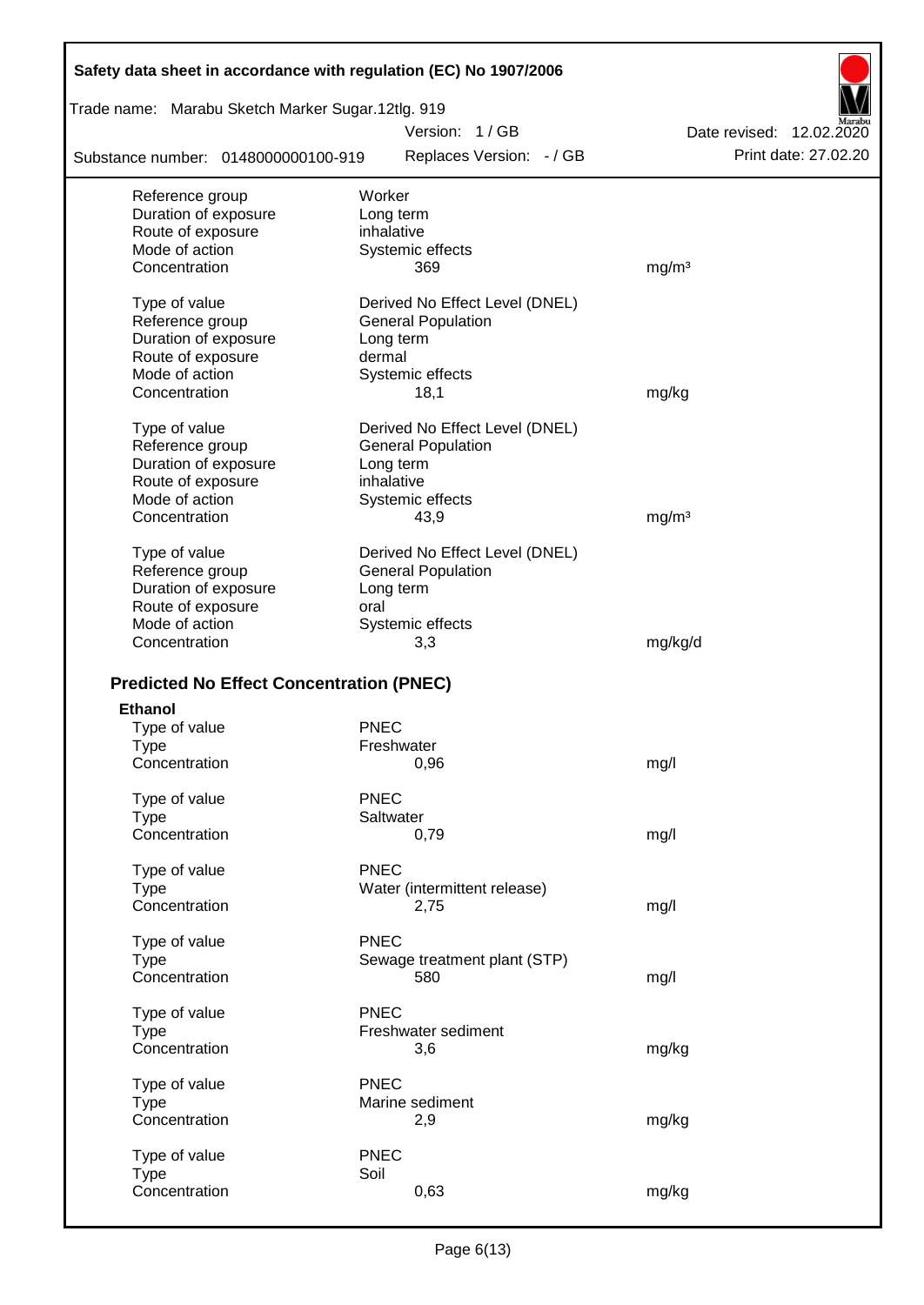| | | |
|---|---|---|
| Reference group | Worker | |
| Duration of exposure | Long term | |
| Route of exposure | inhalative | |
| Mode of action | Systemic effects | |
| Concentration | 369 | mg/m³ |
| | | |
| Type of value | Derived No Effect Level (DNEL) | |
| Reference group | General Population | |
| Duration of exposure | Long term | |
| Route of exposure | dermal | |
| Mode of action | Systemic effects | |
| Concentration | 18,1 | mg/kg |
| | | |
| Type of value | Derived No Effect Level (DNEL) | |
| Reference group | General Population | |
| Duration of exposure | Long term | |
| Route of exposure | inhalative | |
| Mode of action | Systemic effects | |
| Concentration | 43,9 | mg/m³ |
| | | |
| Type of value | Derived No Effect Level (DNEL) | |
| Reference group | General Population | |
| Duration of exposure | Long term | |
| Route of exposure | oral | |
| Mode of action | Systemic effects | |
| Concentration | 3,3 | mg/kg/d |

## Predicted No Effect Concentration (PNEC)

**Ethanol**

| | | |
|---|---|---|
| Type of value | PNEC | |
| Type | Freshwater | |
| Concentration | 0,96 | mg/l |
| | | |
| Type of value | PNEC | |
| Type | Saltwater | |
| Concentration | 0,79 | mg/l |
| | | |
| Type of value | PNEC | |
| Type | Water (intermittent release) | |
| Concentration | 2,75 | mg/l |
| | | |
| Type of value | PNEC | |
| Type | Sewage treatment plant (STP) | |
| Concentration | 580 | mg/l |
| | | |
| Type of value | PNEC | |
| Type | Freshwater sediment | |
| Concentration | 3,6 | mg/kg |
| | | |
| Type of value | PNEC | |
| Type | Marine sediment | |
| Concentration | 2,9 | mg/kg |
| | | |
| Type of value | PNEC | |
| Type | Soil | |
| Concentration | 0,63 | mg/kg |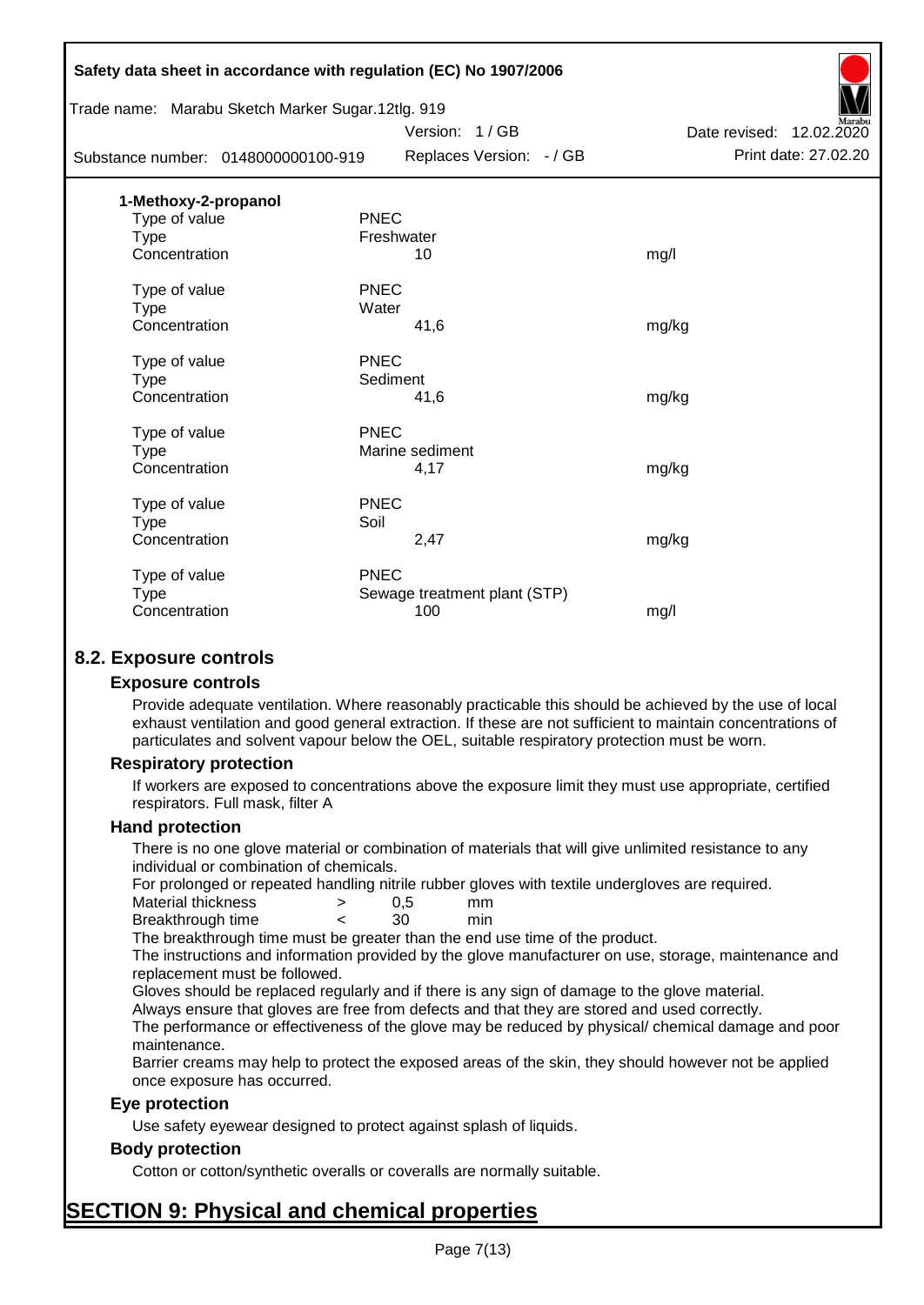**1-Methoxy-2-propanol**

| | | |
|---|---|---|
| Type of value | PNEC | |
| Type | Freshwater | |
| Concentration | 10 | mg/l |
| | | |
| Type of value | PNEC | |
| Type | Water | |
| Concentration | 41,6 | mg/kg |
| | | |
| Type of value | PNEC | |
| Type | Sediment | |
| Concentration | 41,6 | mg/kg |
| | | |
| Type of value | PNEC | |
| Type | Marine sediment | |
| Concentration | 4,17 | mg/kg |
| | | |
| Type of value | PNEC | |
| Type | Soil | |
| Concentration | 2,47 | mg/kg |
| | | |
| Type of value | PNEC | |
| Type | Sewage treatment plant (STP) | |
| Concentration | 100 | mg/l |

## 8.2. Exposure controls

### Exposure controls

Provide adequate ventilation. Where reasonably practicable this should be achieved by the use of local exhaust ventilation and good general extraction. If these are not sufficient to maintain concentrations of particulates and solvent vapour below the OEL, suitable respiratory protection must be worn.

### Respiratory protection

If workers are exposed to concentrations above the exposure limit they must use appropriate, certified respirators. Full mask, filter A

### Hand protection

There is no one glove material or combination of materials that will give unlimited resistance to any individual or combination of chemicals.

For prolonged or repeated handling nitrile rubber gloves with textile undergloves are required.

| | | | |
|---|---|---|---|
| Material thickness | > | 0,5 | mm |
| Breakthrough time | < | 30 | min |

The breakthrough time must be greater than the end use time of the product.

The instructions and information provided by the glove manufacturer on use, storage, maintenance and replacement must be followed.

Gloves should be replaced regularly and if there is any sign of damage to the glove material.

Always ensure that gloves are free from defects and that they are stored and used correctly.

The performance or effectiveness of the glove may be reduced by physical/ chemical damage and poor maintenance.

Barrier creams may help to protect the exposed areas of the skin, they should however not be applied once exposure has occurred.

### Eye protection

Use safety eyewear designed to protect against splash of liquids.

### Body protection

Cotton or cotton/synthetic overalls or coveralls are normally suitable.

# SECTION 9: Physical and chemical properties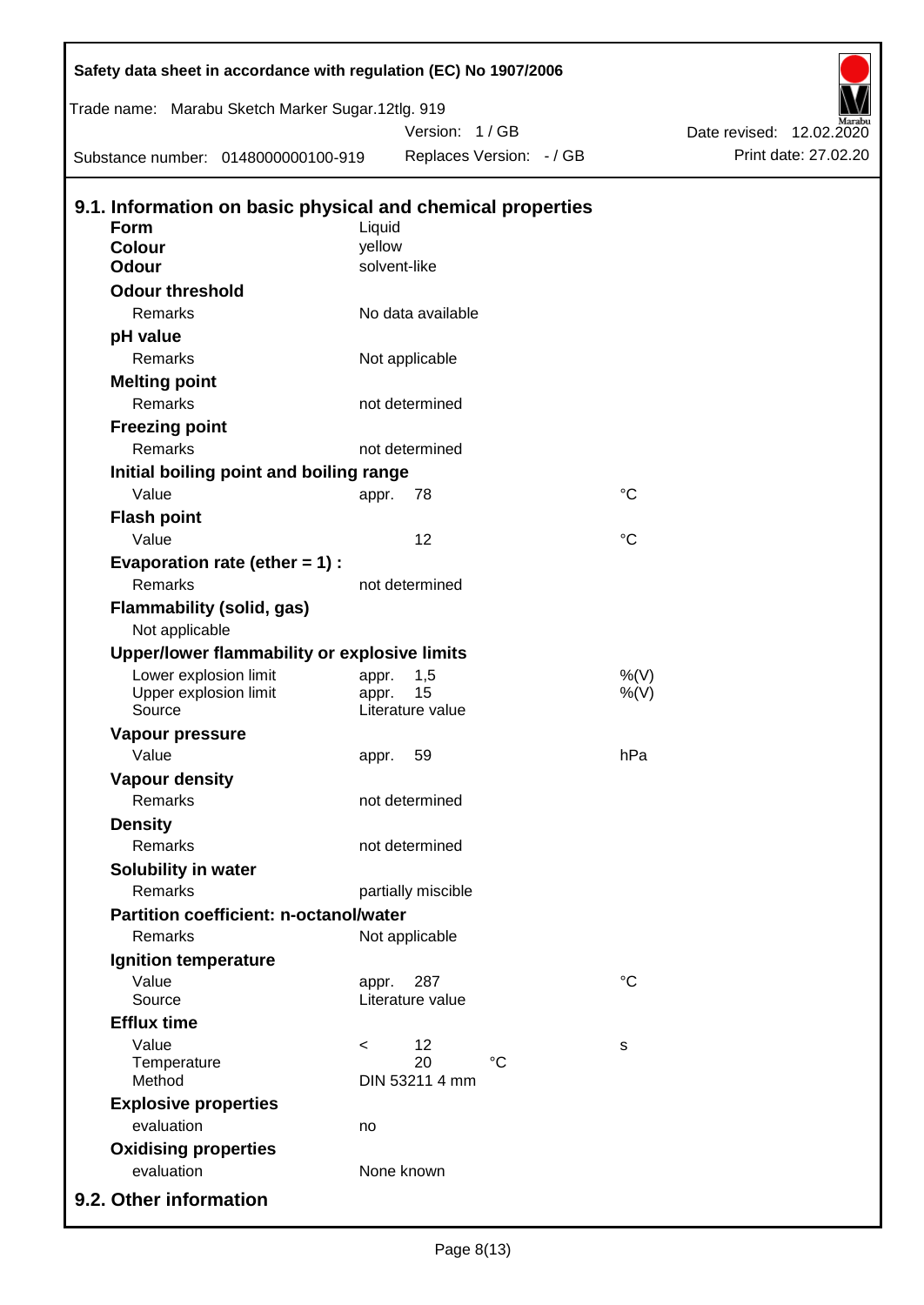## 9.1. Information on basic physical and chemical properties

| | | | |
|---|---|---|---|
| **Form** | Liquid | | |
| **Colour** | yellow | | |
| **Odour** | solvent-like | | |
| **Odour threshold** | | | |
| Remarks | No data available | | |
| **pH value** | | | |
| Remarks | Not applicable | | |
| **Melting point** | | | |
| Remarks | not determined | | |
| **Freezing point** | | | |
| Remarks | not determined | | |
| **Initial boiling point and boiling range** | | | |
| Value | appr. | 78 | °C |
| **Flash point** | | | |
| Value | | 12 | °C |
| **Evaporation rate (ether = 1) :** | | | |
| Remarks | not determined | | |
| **Flammability (solid, gas)** | | | |
| Not applicable | | | |
| **Upper/lower flammability or explosive limits** | | | |
| Lower explosion limit | appr. | 1,5 | %(V) |
| Upper explosion limit | appr. | 15 | %(V) |
| Source | Literature value | | |
| **Vapour pressure** | | | |
| Value | appr. | 59 | hPa |
| **Vapour density** | | | |
| Remarks | not determined | | |
| **Density** | | | |
| Remarks | not determined | | |
| **Solubility in water** | | | |
| Remarks | partially miscible | | |
| **Partition coefficient: n-octanol/water** | | | |
| Remarks | Not applicable | | |
| **Ignition temperature** | | | |
| Value | appr. | 287 | °C |
| Source | Literature value | | |
| **Efflux time** | | | |
| Value | < | 12 | s |
| Temperature | | 20 °C | |
| Method | DIN 53211 4 mm | | |
| **Explosive properties** | | | |
| evaluation | no | | |
| **Oxidising properties** | | | |
| evaluation | None known | | |

## 9.2. Other information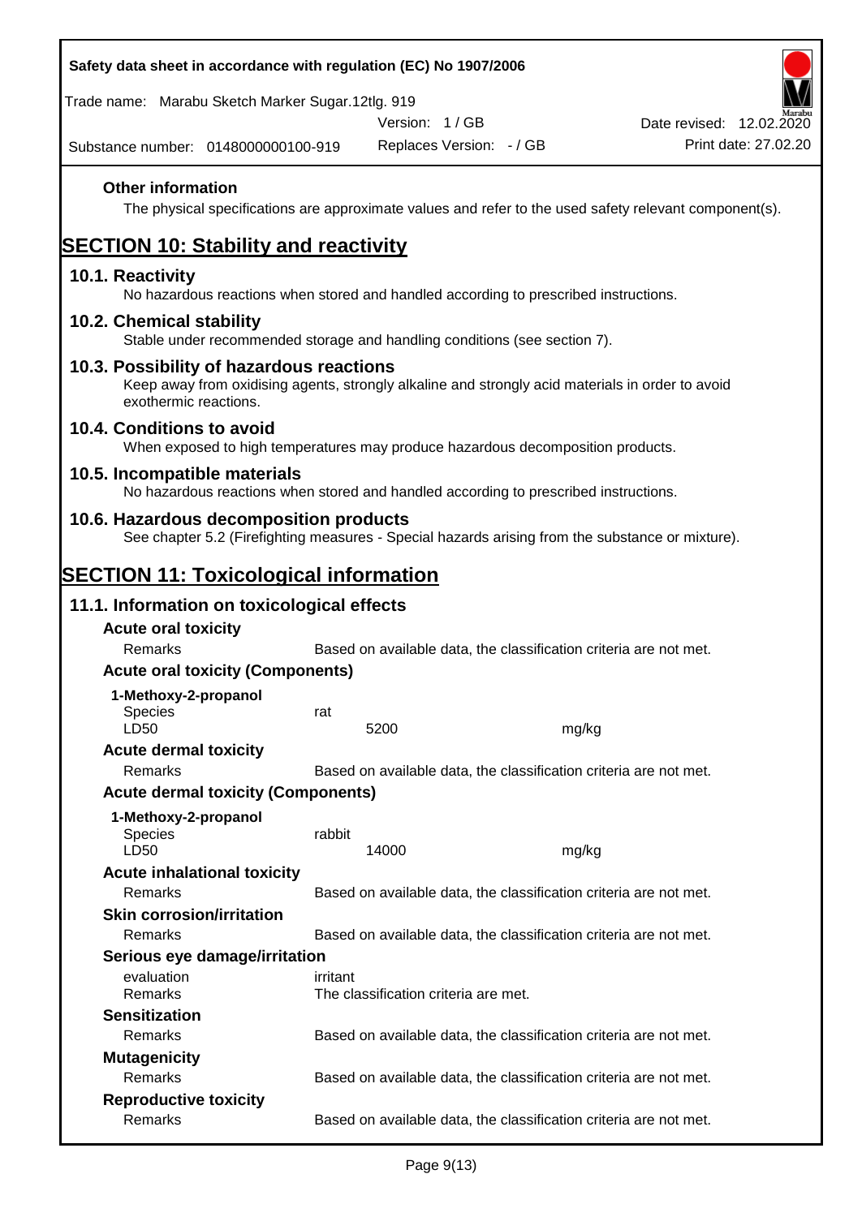**Other information**

The physical specifications are approximate values and refer to the used safety relevant component(s).

# SECTION 10: Stability and reactivity

## 10.1. Reactivity

No hazardous reactions when stored and handled according to prescribed instructions.

## 10.2. Chemical stability

Stable under recommended storage and handling conditions (see section 7).

## 10.3. Possibility of hazardous reactions

Keep away from oxidising agents, strongly alkaline and strongly acid materials in order to avoid exothermic reactions.

## 10.4. Conditions to avoid

When exposed to high temperatures may produce hazardous decomposition products.

## 10.5. Incompatible materials

No hazardous reactions when stored and handled according to prescribed instructions.

## 10.6. Hazardous decomposition products

See chapter 5.2 (Firefighting measures - Special hazards arising from the substance or mixture).

# SECTION 11: Toxicological information

## 11.1. Information on toxicological effects

**Acute oral toxicity**

| | | |
|---|---|---|
| Remarks | Based on available data, the classification criteria are not met. | |

**Acute oral toxicity (Components)**

**1-Methoxy-2-propanol**

| | | |
|---|---|---|
| Species | rat | |
| LD50 | 5200 | mg/kg |

**Acute dermal toxicity**

| | |
|---|---|
| Remarks | Based on available data, the classification criteria are not met. |

**Acute dermal toxicity (Components)**

**1-Methoxy-2-propanol**

| | | |
|---|---|---|
| Species | rabbit | |
| LD50 | 14000 | mg/kg |

**Acute inhalational toxicity**

| | |
|---|---|
| Remarks | Based on available data, the classification criteria are not met. |

**Skin corrosion/irritation**

| | |
|---|---|
| Remarks | Based on available data, the classification criteria are not met. |

**Serious eye damage/irritation**

| | |
|---|---|
| evaluation | irritant |
| Remarks | The classification criteria are met. |

**Sensitization**

| | |
|---|---|
| Remarks | Based on available data, the classification criteria are not met. |

**Mutagenicity**

| | |
|---|---|
| Remarks | Based on available data, the classification criteria are not met. |

**Reproductive toxicity**

| | |
|---|---|
| Remarks | Based on available data, the classification criteria are not met. |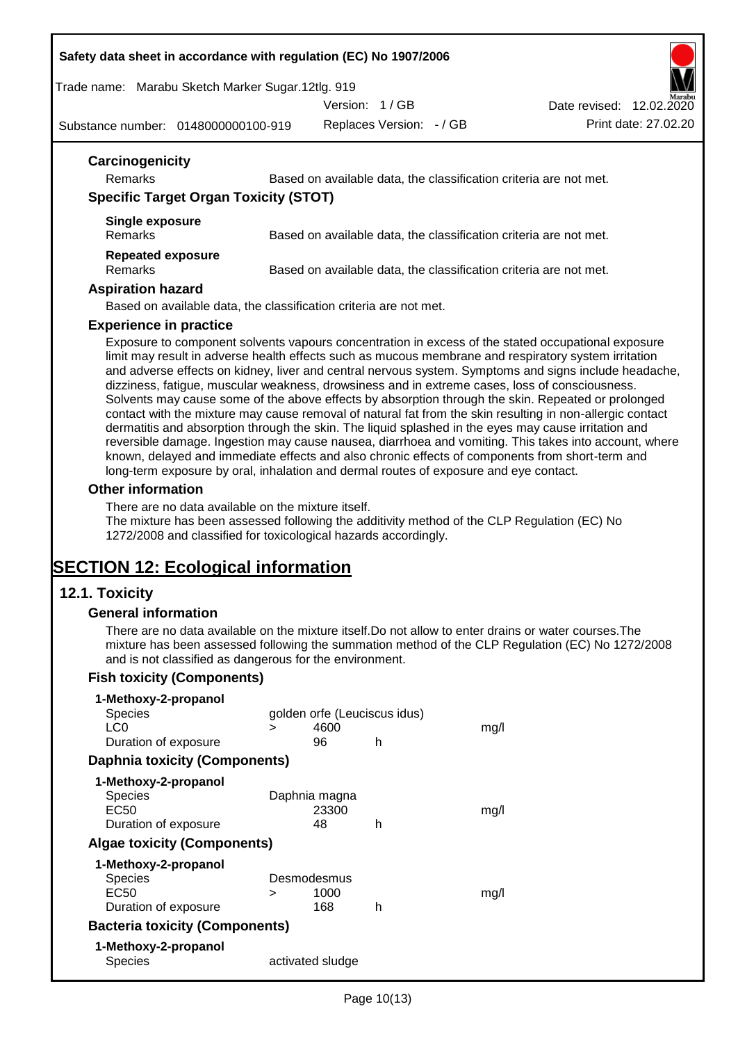### Carcinogenicity

Remarks — Based on available data, the classification criteria are not met.

### Specific Target Organ Toxicity (STOT)

**Single exposure**
Remarks — Based on available data, the classification criteria are not met.

**Repeated exposure**
Remarks — Based on available data, the classification criteria are not met.

### Aspiration hazard

Based on available data, the classification criteria are not met.

### Experience in practice

Exposure to component solvents vapours concentration in excess of the stated occupational exposure limit may result in adverse health effects such as mucous membrane and respiratory system irritation and adverse effects on kidney, liver and central nervous system. Symptoms and signs include headache, dizziness, fatigue, muscular weakness, drowsiness and in extreme cases, loss of consciousness. Solvents may cause some of the above effects by absorption through the skin. Repeated or prolonged contact with the mixture may cause removal of natural fat from the skin resulting in non-allergic contact dermatitis and absorption through the skin. The liquid splashed in the eyes may cause irritation and reversible damage. Ingestion may cause nausea, diarrhoea and vomiting. This takes into account, where known, delayed and immediate effects and also chronic effects of components from short-term and long-term exposure by oral, inhalation and dermal routes of exposure and eye contact.

### Other information

There are no data available on the mixture itself.
The mixture has been assessed following the additivity method of the CLP Regulation (EC) No 1272/2008 and classified for toxicological hazards accordingly.

# SECTION 12: Ecological information

## 12.1. Toxicity

### General information

There are no data available on the mixture itself.Do not allow to enter drains or water courses.The mixture has been assessed following the summation method of the CLP Regulation (EC) No 1272/2008 and is not classified as dangerous for the environment.

### Fish toxicity (Components)

**1-Methoxy-2-propanol**

| | | | | |
|---|---|---|---|---|
| Species | golden orfe (Leuciscus idus) | | | |
| LC0 | > | 4600 | | mg/l |
| Duration of exposure | | 96 | h | |

### Daphnia toxicity (Components)

**1-Methoxy-2-propanol**

| | | | | |
|---|---|---|---|---|
| Species | Daphnia magna | | | |
| EC50 | | 23300 | | mg/l |
| Duration of exposure | | 48 | h | |

### Algae toxicity (Components)

**1-Methoxy-2-propanol**

| | | | | |
|---|---|---|---|---|
| Species | Desmodesmus | | | |
| EC50 | > | 1000 | | mg/l |
| Duration of exposure | | 168 | h | |

### Bacteria toxicity (Components)

**1-Methoxy-2-propanol**

| | |
|---|---|
| Species | activated sludge |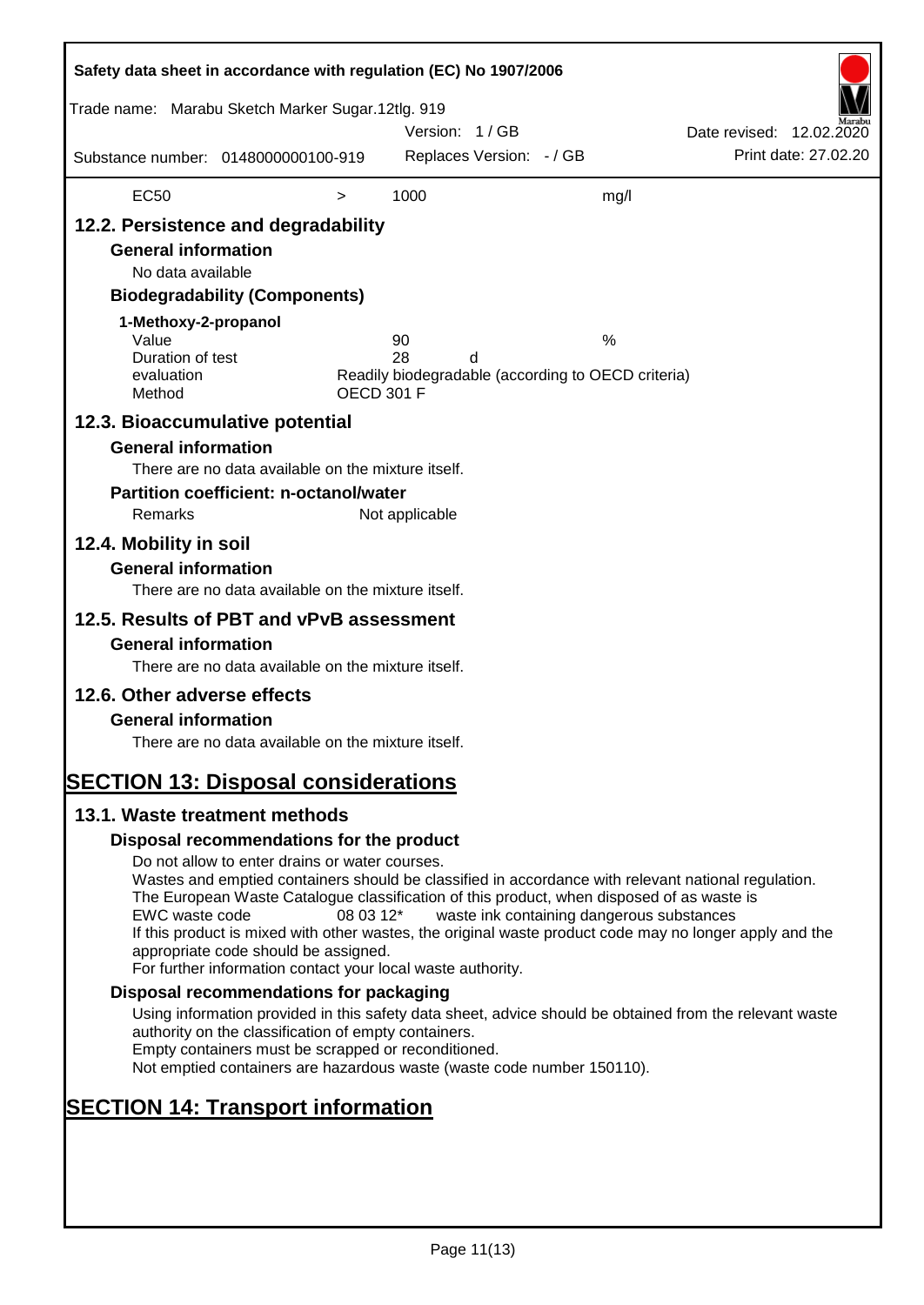| EC50 | > | 1000 | mg/l |
|---|---|---|---|

## 12.2. Persistence and degradability

### General information

No data available

### Biodegradability (Components)

**1-Methoxy-2-propanol**

| | | |
|---|---|---|
| Value | 90 | % |
| Duration of test | 28 d | |
| evaluation | Readily biodegradable (according to OECD criteria) | |
| Method | OECD 301 F | |

## 12.3. Bioaccumulative potential

### General information

There are no data available on the mixture itself.

### Partition coefficient: n-octanol/water

Remarks Not applicable

## 12.4. Mobility in soil

### General information

There are no data available on the mixture itself.

## 12.5. Results of PBT and vPvB assessment

### General information

There are no data available on the mixture itself.

## 12.6. Other adverse effects

### General information

There are no data available on the mixture itself.

# SECTION 13: Disposal considerations

## 13.1. Waste treatment methods

### Disposal recommendations for the product

Do not allow to enter drains or water courses.
Wastes and emptied containers should be classified in accordance with relevant national regulation.
The European Waste Catalogue classification of this product, when disposed of as waste is
EWC waste code 08 03 12* waste ink containing dangerous substances
If this product is mixed with other wastes, the original waste product code may no longer apply and the appropriate code should be assigned.
For further information contact your local waste authority.

### Disposal recommendations for packaging

Using information provided in this safety data sheet, advice should be obtained from the relevant waste authority on the classification of empty containers.
Empty containers must be scrapped or reconditioned.
Not emptied containers are hazardous waste (waste code number 150110).

# SECTION 14: Transport information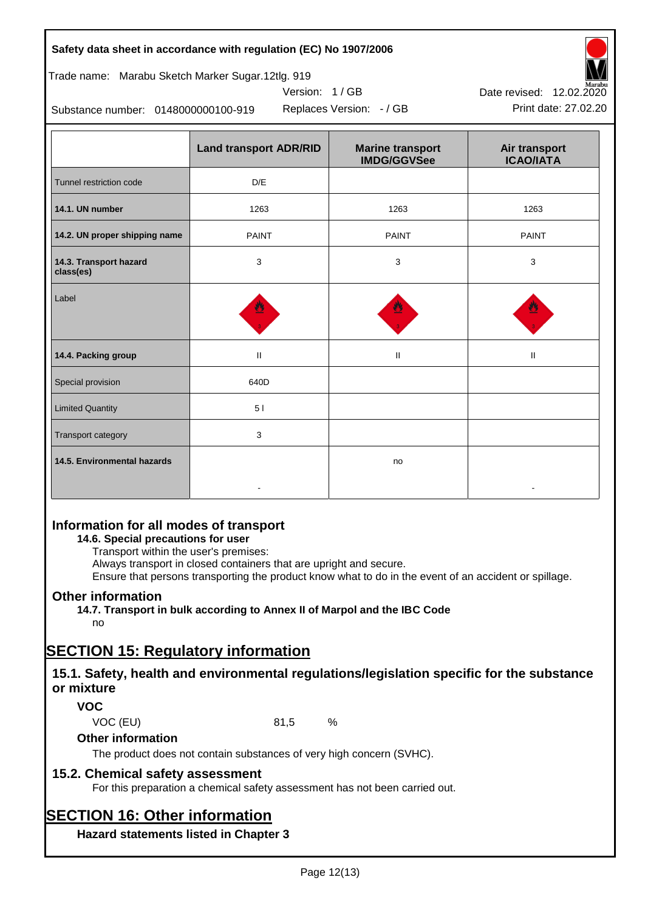| | Land transport ADR/RID | Marine transport IMDG/GGVSee | Air transport ICAO/IATA |
|---|---|---|---|
| Tunnel restriction code | D/E | | |
| **14.1. UN number** | 1263 | 1263 | 1263 |
| **14.2. UN proper shipping name** | PAINT | PAINT | PAINT |
| **14.3. Transport hazard class(es)** | 3 | 3 | 3 |
| Label | | | |
| **14.4. Packing group** | II | II | II |
| Special provision | 640D | | |
| Limited Quantity | 5 l | | |
| Transport category | 3 | | |
| **14.5. Environmental hazards** | - | no | - |

## Information for all modes of transport

**14.6. Special precautions for user**

Transport within the user's premises:
Always transport in closed containers that are upright and secure.
Ensure that persons transporting the product know what to do in the event of an accident or spillage.

## Other information

**14.7. Transport in bulk according to Annex II of Marpol and the IBC Code**

no

# SECTION 15: Regulatory information

## 15.1. Safety, health and environmental regulations/legislation specific for the substance or mixture

### VOC

VOC (EU) 81,5 %

### Other information

The product does not contain substances of very high concern (SVHC).

## 15.2. Chemical safety assessment

For this preparation a chemical safety assessment has not been carried out.

# SECTION 16: Other information

### Hazard statements listed in Chapter 3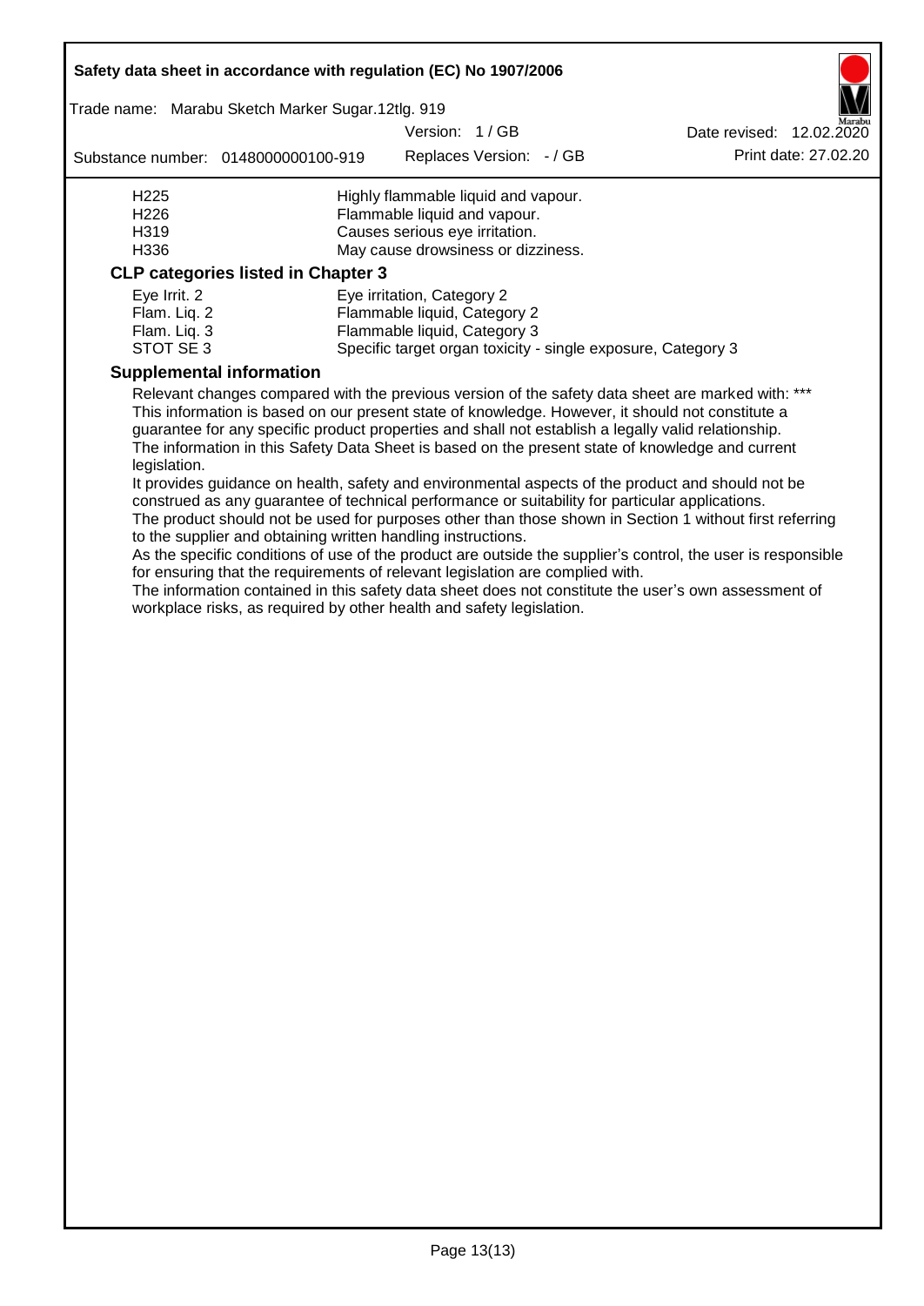| | |
|---|---|
| H225 | Highly flammable liquid and vapour. |
| H226 | Flammable liquid and vapour. |
| H319 | Causes serious eye irritation. |
| H336 | May cause drowsiness or dizziness. |

### CLP categories listed in Chapter 3

| | |
|---|---|
| Eye Irrit. 2 | Eye irritation, Category 2 |
| Flam. Liq. 2 | Flammable liquid, Category 2 |
| Flam. Liq. 3 | Flammable liquid, Category 3 |
| STOT SE 3 | Specific target organ toxicity - single exposure, Category 3 |

### Supplemental information

Relevant changes compared with the previous version of the safety data sheet are marked with: ***
This information is based on our present state of knowledge. However, it should not constitute a guarantee for any specific product properties and shall not establish a legally valid relationship.
The information in this Safety Data Sheet is based on the present state of knowledge and current legislation.
It provides guidance on health, safety and environmental aspects of the product and should not be construed as any guarantee of technical performance or suitability for particular applications.
The product should not be used for purposes other than those shown in Section 1 without first referring to the supplier and obtaining written handling instructions.
As the specific conditions of use of the product are outside the supplier's control, the user is responsible for ensuring that the requirements of relevant legislation are complied with.
The information contained in this safety data sheet does not constitute the user's own assessment of workplace risks, as required by other health and safety legislation.